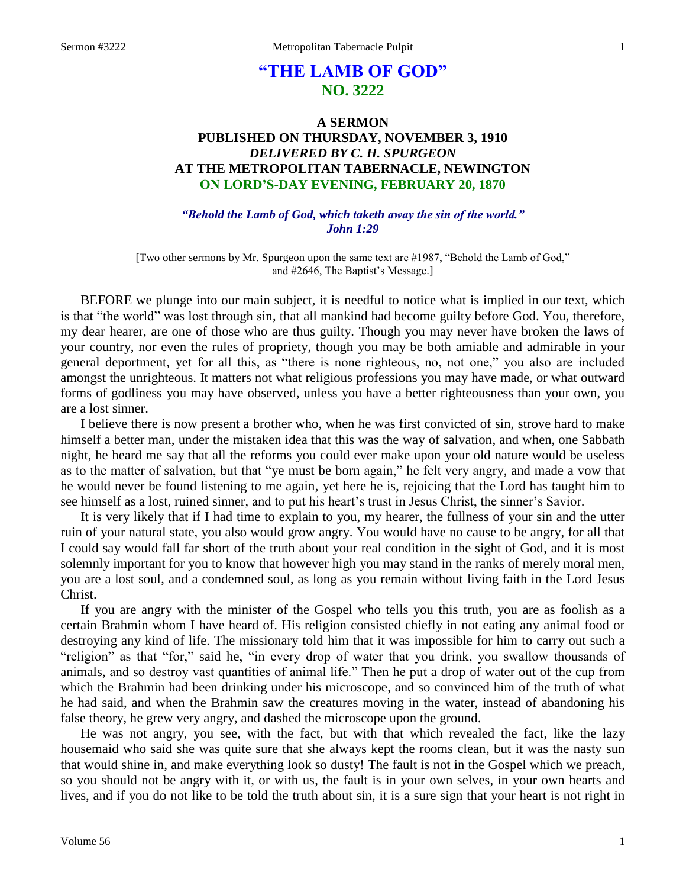# "THE LAMB OF GOD"
## NO. 3222

### A SERMON
### PUBLISHED ON THURSDAY, NOVEMBER 3, 1910
### *DELIVERED BY C. H. SPURGEON*
### AT THE METROPOLITAN TABERNACLE, NEWINGTON
### ON LORD'S-DAY EVENING, FEBRUARY 20, 1870

***"Behold the Lamb of God, which taketh away the sin of the world." John 1:29***

[Two other sermons by Mr. Spurgeon upon the same text are #1987, "Behold the Lamb of God," and #2646, The Baptist's Message.]

BEFORE we plunge into our main subject, it is needful to notice what is implied in our text, which is that "the world" was lost through sin, that all mankind had become guilty before God. You, therefore, my dear hearer, are one of those who are thus guilty. Though you may never have broken the laws of your country, nor even the rules of propriety, though you may be both amiable and admirable in your general deportment, yet for all this, as "there is none righteous, no, not one," you also are included amongst the unrighteous. It matters not what religious professions you may have made, or what outward forms of godliness you may have observed, unless you have a better righteousness than your own, you are a lost sinner.

I believe there is now present a brother who, when he was first convicted of sin, strove hard to make himself a better man, under the mistaken idea that this was the way of salvation, and when, one Sabbath night, he heard me say that all the reforms you could ever make upon your old nature would be useless as to the matter of salvation, but that "ye must be born again," he felt very angry, and made a vow that he would never be found listening to me again, yet here he is, rejoicing that the Lord has taught him to see himself as a lost, ruined sinner, and to put his heart's trust in Jesus Christ, the sinner's Savior.

It is very likely that if I had time to explain to you, my hearer, the fullness of your sin and the utter ruin of your natural state, you also would grow angry. You would have no cause to be angry, for all that I could say would fall far short of the truth about your real condition in the sight of God, and it is most solemnly important for you to know that however high you may stand in the ranks of merely moral men, you are a lost soul, and a condemned soul, as long as you remain without living faith in the Lord Jesus Christ.

If you are angry with the minister of the Gospel who tells you this truth, you are as foolish as a certain Brahmin whom I have heard of. His religion consisted chiefly in not eating any animal food or destroying any kind of life. The missionary told him that it was impossible for him to carry out such a "religion" as that "for," said he, "in every drop of water that you drink, you swallow thousands of animals, and so destroy vast quantities of animal life." Then he put a drop of water out of the cup from which the Brahmin had been drinking under his microscope, and so convinced him of the truth of what he had said, and when the Brahmin saw the creatures moving in the water, instead of abandoning his false theory, he grew very angry, and dashed the microscope upon the ground.

He was not angry, you see, with the fact, but with that which revealed the fact, like the lazy housemaid who said she was quite sure that she always kept the rooms clean, but it was the nasty sun that would shine in, and make everything look so dusty! The fault is not in the Gospel which we preach, so you should not be angry with it, or with us, the fault is in your own selves, in your own hearts and lives, and if you do not like to be told the truth about sin, it is a sure sign that your heart is not right in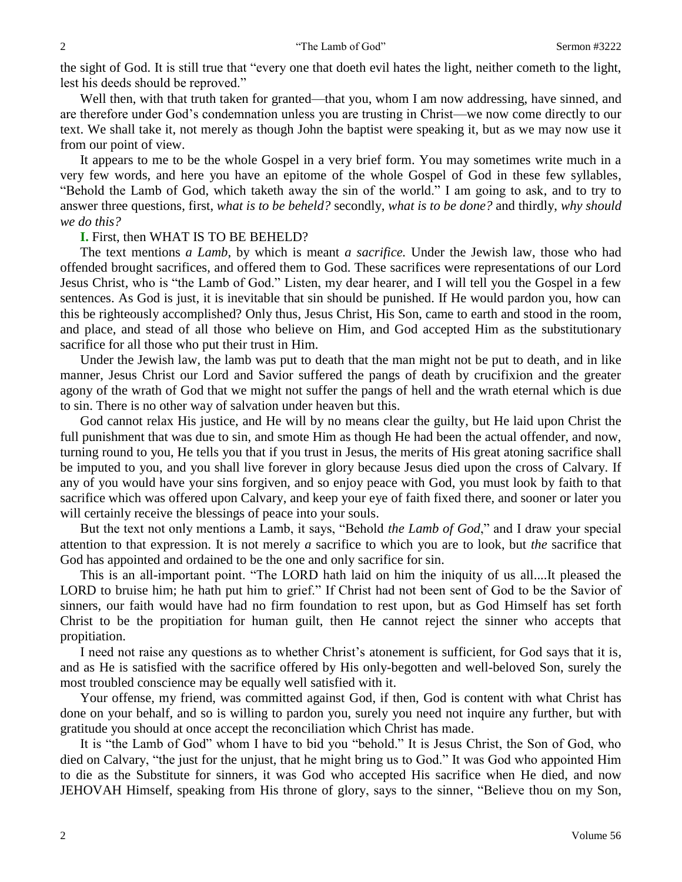the sight of God. It is still true that "every one that doeth evil hates the light, neither cometh to the light, lest his deeds should be reproved."

Well then, with that truth taken for granted—that you, whom I am now addressing, have sinned, and are therefore under God's condemnation unless you are trusting in Christ—we now come directly to our text. We shall take it, not merely as though John the baptist were speaking it, but as we may now use it from our point of view.

It appears to me to be the whole Gospel in a very brief form. You may sometimes write much in a very few words, and here you have an epitome of the whole Gospel of God in these few syllables, "Behold the Lamb of God, which taketh away the sin of the world." I am going to ask, and to try to answer three questions, first, *what is to be beheld?* secondly, *what is to be done?* and thirdly, *why should we do this?*

**I.** First, then WHAT IS TO BE BEHELD?

The text mentions *a Lamb*, by which is meant *a sacrifice.* Under the Jewish law, those who had offended brought sacrifices, and offered them to God. These sacrifices were representations of our Lord Jesus Christ, who is "the Lamb of God." Listen, my dear hearer, and I will tell you the Gospel in a few sentences. As God is just, it is inevitable that sin should be punished. If He would pardon you, how can this be righteously accomplished? Only thus, Jesus Christ, His Son, came to earth and stood in the room, and place, and stead of all those who believe on Him, and God accepted Him as the substitutionary sacrifice for all those who put their trust in Him.

Under the Jewish law, the lamb was put to death that the man might not be put to death, and in like manner, Jesus Christ our Lord and Savior suffered the pangs of death by crucifixion and the greater agony of the wrath of God that we might not suffer the pangs of hell and the wrath eternal which is due to sin. There is no other way of salvation under heaven but this.

God cannot relax His justice, and He will by no means clear the guilty, but He laid upon Christ the full punishment that was due to sin, and smote Him as though He had been the actual offender, and now, turning round to you, He tells you that if you trust in Jesus, the merits of His great atoning sacrifice shall be imputed to you, and you shall live forever in glory because Jesus died upon the cross of Calvary. If any of you would have your sins forgiven, and so enjoy peace with God, you must look by faith to that sacrifice which was offered upon Calvary, and keep your eye of faith fixed there, and sooner or later you will certainly receive the blessings of peace into your souls.

But the text not only mentions a Lamb, it says, "Behold *the Lamb of God*," and I draw your special attention to that expression. It is not merely *a* sacrifice to which you are to look, but *the* sacrifice that God has appointed and ordained to be the one and only sacrifice for sin.

This is an all-important point. "The LORD hath laid on him the iniquity of us all....It pleased the LORD to bruise him; he hath put him to grief." If Christ had not been sent of God to be the Savior of sinners, our faith would have had no firm foundation to rest upon, but as God Himself has set forth Christ to be the propitiation for human guilt, then He cannot reject the sinner who accepts that propitiation.

I need not raise any questions as to whether Christ's atonement is sufficient, for God says that it is, and as He is satisfied with the sacrifice offered by His only-begotten and well-beloved Son, surely the most troubled conscience may be equally well satisfied with it.

Your offense, my friend, was committed against God, if then, God is content with what Christ has done on your behalf, and so is willing to pardon you, surely you need not inquire any further, but with gratitude you should at once accept the reconciliation which Christ has made.

It is "the Lamb of God" whom I have to bid you "behold." It is Jesus Christ, the Son of God, who died on Calvary, "the just for the unjust, that he might bring us to God." It was God who appointed Him to die as the Substitute for sinners, it was God who accepted His sacrifice when He died, and now JEHOVAH Himself, speaking from His throne of glory, says to the sinner, "Believe thou on my Son,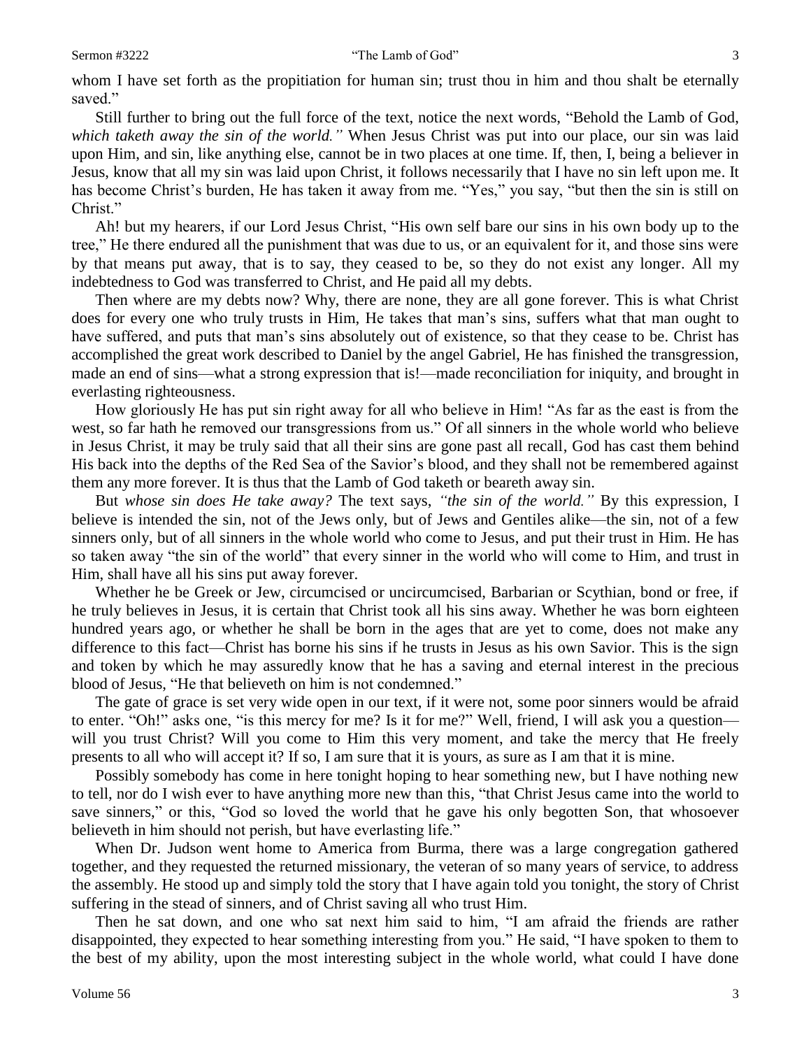whom I have set forth as the propitiation for human sin; trust thou in him and thou shalt be eternally saved."

Still further to bring out the full force of the text, notice the next words, "Behold the Lamb of God, *which taketh away the sin of the world."* When Jesus Christ was put into our place, our sin was laid upon Him, and sin, like anything else, cannot be in two places at one time. If, then, I, being a believer in Jesus, know that all my sin was laid upon Christ, it follows necessarily that I have no sin left upon me. It has become Christ's burden, He has taken it away from me. "Yes," you say, "but then the sin is still on Christ."

Ah! but my hearers, if our Lord Jesus Christ, "His own self bare our sins in his own body up to the tree," He there endured all the punishment that was due to us, or an equivalent for it, and those sins were by that means put away, that is to say, they ceased to be, so they do not exist any longer. All my indebtedness to God was transferred to Christ, and He paid all my debts.

Then where are my debts now? Why, there are none, they are all gone forever. This is what Christ does for every one who truly trusts in Him, He takes that man's sins, suffers what that man ought to have suffered, and puts that man's sins absolutely out of existence, so that they cease to be. Christ has accomplished the great work described to Daniel by the angel Gabriel, He has finished the transgression, made an end of sins—what a strong expression that is!—made reconciliation for iniquity, and brought in everlasting righteousness.

How gloriously He has put sin right away for all who believe in Him! "As far as the east is from the west, so far hath he removed our transgressions from us." Of all sinners in the whole world who believe in Jesus Christ, it may be truly said that all their sins are gone past all recall, God has cast them behind His back into the depths of the Red Sea of the Savior's blood, and they shall not be remembered against them any more forever. It is thus that the Lamb of God taketh or beareth away sin.

But *whose sin does He take away?* The text says, *"the sin of the world."* By this expression, I believe is intended the sin, not of the Jews only, but of Jews and Gentiles alike—the sin, not of a few sinners only, but of all sinners in the whole world who come to Jesus, and put their trust in Him. He has so taken away "the sin of the world" that every sinner in the world who will come to Him, and trust in Him, shall have all his sins put away forever.

Whether he be Greek or Jew, circumcised or uncircumcised, Barbarian or Scythian, bond or free, if he truly believes in Jesus, it is certain that Christ took all his sins away. Whether he was born eighteen hundred years ago, or whether he shall be born in the ages that are yet to come, does not make any difference to this fact—Christ has borne his sins if he trusts in Jesus as his own Savior. This is the sign and token by which he may assuredly know that he has a saving and eternal interest in the precious blood of Jesus, "He that believeth on him is not condemned."

The gate of grace is set very wide open in our text, if it were not, some poor sinners would be afraid to enter. "Oh!" asks one, "is this mercy for me? Is it for me?" Well, friend, I will ask you a question—will you trust Christ? Will you come to Him this very moment, and take the mercy that He freely presents to all who will accept it? If so, I am sure that it is yours, as sure as I am that it is mine.

Possibly somebody has come in here tonight hoping to hear something new, but I have nothing new to tell, nor do I wish ever to have anything more new than this, "that Christ Jesus came into the world to save sinners," or this, "God so loved the world that he gave his only begotten Son, that whosoever believeth in him should not perish, but have everlasting life."

When Dr. Judson went home to America from Burma, there was a large congregation gathered together, and they requested the returned missionary, the veteran of so many years of service, to address the assembly. He stood up and simply told the story that I have again told you tonight, the story of Christ suffering in the stead of sinners, and of Christ saving all who trust Him.

Then he sat down, and one who sat next him said to him, "I am afraid the friends are rather disappointed, they expected to hear something interesting from you." He said, "I have spoken to them to the best of my ability, upon the most interesting subject in the whole world, what could I have done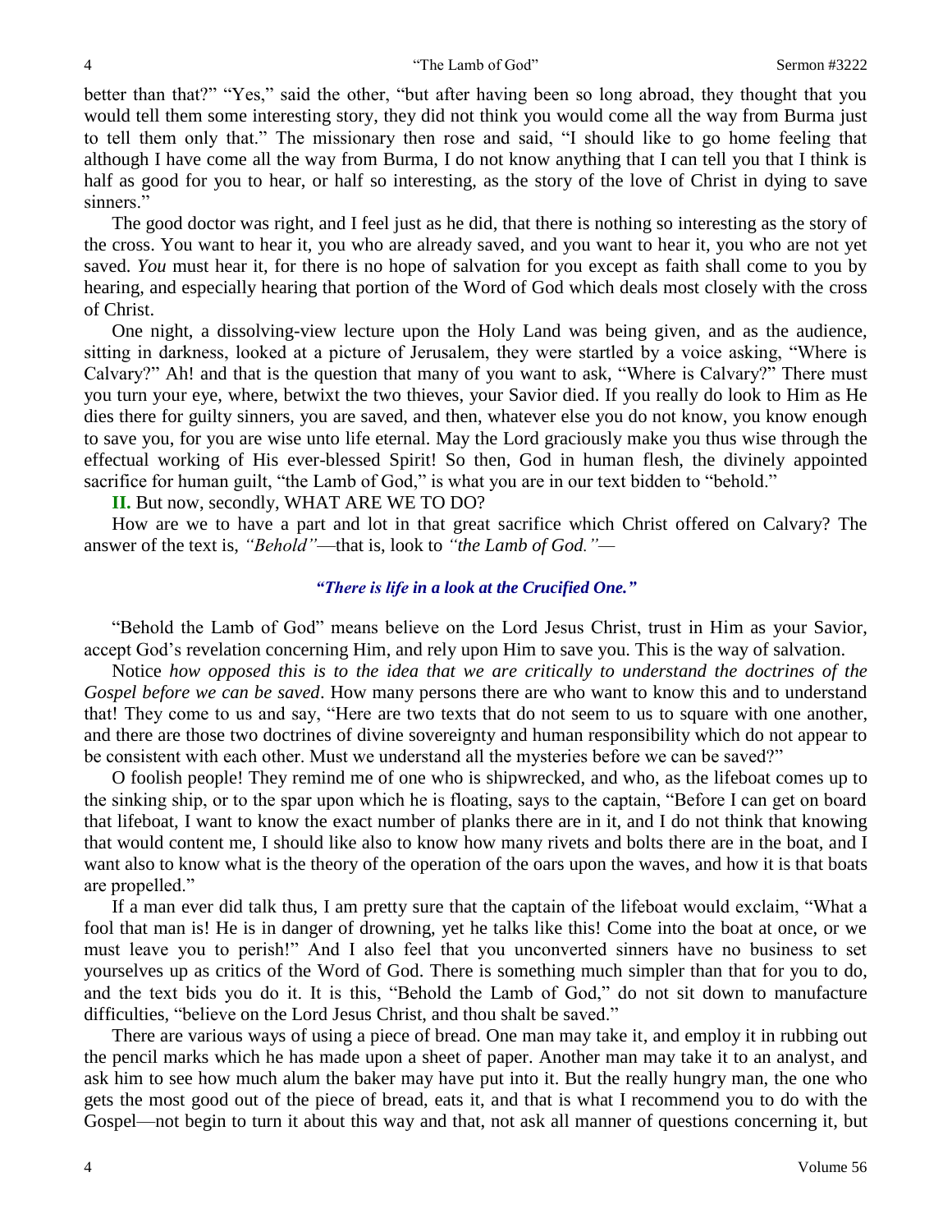better than that?" "Yes," said the other, "but after having been so long abroad, they thought that you would tell them some interesting story, they did not think you would come all the way from Burma just to tell them only that." The missionary then rose and said, "I should like to go home feeling that although I have come all the way from Burma, I do not know anything that I can tell you that I think is half as good for you to hear, or half so interesting, as the story of the love of Christ in dying to save sinners."

The good doctor was right, and I feel just as he did, that there is nothing so interesting as the story of the cross. You want to hear it, you who are already saved, and you want to hear it, you who are not yet saved. *You* must hear it, for there is no hope of salvation for you except as faith shall come to you by hearing, and especially hearing that portion of the Word of God which deals most closely with the cross of Christ.

One night, a dissolving-view lecture upon the Holy Land was being given, and as the audience, sitting in darkness, looked at a picture of Jerusalem, they were startled by a voice asking, "Where is Calvary?" Ah! and that is the question that many of you want to ask, "Where is Calvary?" There must you turn your eye, where, betwixt the two thieves, your Savior died. If you really do look to Him as He dies there for guilty sinners, you are saved, and then, whatever else you do not know, you know enough to save you, for you are wise unto life eternal. May the Lord graciously make you thus wise through the effectual working of His ever-blessed Spirit! So then, God in human flesh, the divinely appointed sacrifice for human guilt, "the Lamb of God," is what you are in our text bidden to "behold."

**II.** But now, secondly, WHAT ARE WE TO DO?

How are we to have a part and lot in that great sacrifice which Christ offered on Calvary? The answer of the text is, *"Behold"*—that is, look to *"the Lamb of God."*—

***"There is life in a look at the Crucified One."***

"Behold the Lamb of God" means believe on the Lord Jesus Christ, trust in Him as your Savior, accept God's revelation concerning Him, and rely upon Him to save you. This is the way of salvation.

Notice *how opposed this is to the idea that we are critically to understand the doctrines of the Gospel before we can be saved*. How many persons there are who want to know this and to understand that! They come to us and say, "Here are two texts that do not seem to us to square with one another, and there are those two doctrines of divine sovereignty and human responsibility which do not appear to be consistent with each other. Must we understand all the mysteries before we can be saved?"

O foolish people! They remind me of one who is shipwrecked, and who, as the lifeboat comes up to the sinking ship, or to the spar upon which he is floating, says to the captain, "Before I can get on board that lifeboat, I want to know the exact number of planks there are in it, and I do not think that knowing that would content me, I should like also to know how many rivets and bolts there are in the boat, and I want also to know what is the theory of the operation of the oars upon the waves, and how it is that boats are propelled."

If a man ever did talk thus, I am pretty sure that the captain of the lifeboat would exclaim, "What a fool that man is! He is in danger of drowning, yet he talks like this! Come into the boat at once, or we must leave you to perish!" And I also feel that you unconverted sinners have no business to set yourselves up as critics of the Word of God. There is something much simpler than that for you to do, and the text bids you do it. It is this, "Behold the Lamb of God," do not sit down to manufacture difficulties, "believe on the Lord Jesus Christ, and thou shalt be saved."

There are various ways of using a piece of bread. One man may take it, and employ it in rubbing out the pencil marks which he has made upon a sheet of paper. Another man may take it to an analyst, and ask him to see how much alum the baker may have put into it. But the really hungry man, the one who gets the most good out of the piece of bread, eats it, and that is what I recommend you to do with the Gospel—not begin to turn it about this way and that, not ask all manner of questions concerning it, but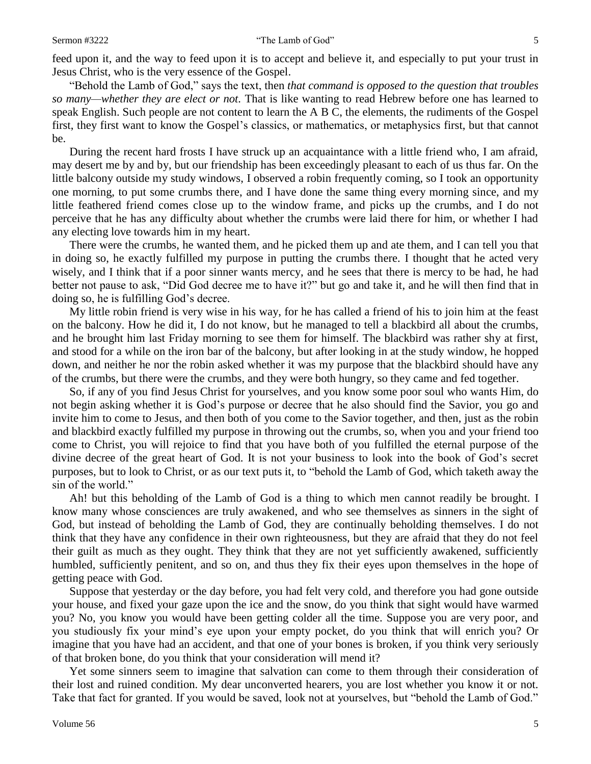feed upon it, and the way to feed upon it is to accept and believe it, and especially to put your trust in Jesus Christ, who is the very essence of the Gospel.

"Behold the Lamb of God," says the text, then *that command is opposed to the question that troubles so many—whether they are elect or not.* That is like wanting to read Hebrew before one has learned to speak English. Such people are not content to learn the A B C, the elements, the rudiments of the Gospel first, they first want to know the Gospel's classics, or mathematics, or metaphysics first, but that cannot be.

During the recent hard frosts I have struck up an acquaintance with a little friend who, I am afraid, may desert me by and by, but our friendship has been exceedingly pleasant to each of us thus far. On the little balcony outside my study windows, I observed a robin frequently coming, so I took an opportunity one morning, to put some crumbs there, and I have done the same thing every morning since, and my little feathered friend comes close up to the window frame, and picks up the crumbs, and I do not perceive that he has any difficulty about whether the crumbs were laid there for him, or whether I had any electing love towards him in my heart.

There were the crumbs, he wanted them, and he picked them up and ate them, and I can tell you that in doing so, he exactly fulfilled my purpose in putting the crumbs there. I thought that he acted very wisely, and I think that if a poor sinner wants mercy, and he sees that there is mercy to be had, he had better not pause to ask, "Did God decree me to have it?" but go and take it, and he will then find that in doing so, he is fulfilling God's decree.

My little robin friend is very wise in his way, for he has called a friend of his to join him at the feast on the balcony. How he did it, I do not know, but he managed to tell a blackbird all about the crumbs, and he brought him last Friday morning to see them for himself. The blackbird was rather shy at first, and stood for a while on the iron bar of the balcony, but after looking in at the study window, he hopped down, and neither he nor the robin asked whether it was my purpose that the blackbird should have any of the crumbs, but there were the crumbs, and they were both hungry, so they came and fed together.

So, if any of you find Jesus Christ for yourselves, and you know some poor soul who wants Him, do not begin asking whether it is God's purpose or decree that he also should find the Savior, you go and invite him to come to Jesus, and then both of you come to the Savior together, and then, just as the robin and blackbird exactly fulfilled my purpose in throwing out the crumbs, so, when you and your friend too come to Christ, you will rejoice to find that you have both of you fulfilled the eternal purpose of the divine decree of the great heart of God. It is not your business to look into the book of God's secret purposes, but to look to Christ, or as our text puts it, to "behold the Lamb of God, which taketh away the sin of the world."

Ah! but this beholding of the Lamb of God is a thing to which men cannot readily be brought. I know many whose consciences are truly awakened, and who see themselves as sinners in the sight of God, but instead of beholding the Lamb of God, they are continually beholding themselves. I do not think that they have any confidence in their own righteousness, but they are afraid that they do not feel their guilt as much as they ought. They think that they are not yet sufficiently awakened, sufficiently humbled, sufficiently penitent, and so on, and thus they fix their eyes upon themselves in the hope of getting peace with God.

Suppose that yesterday or the day before, you had felt very cold, and therefore you had gone outside your house, and fixed your gaze upon the ice and the snow, do you think that sight would have warmed you? No, you know you would have been getting colder all the time. Suppose you are very poor, and you studiously fix your mind's eye upon your empty pocket, do you think that will enrich you? Or imagine that you have had an accident, and that one of your bones is broken, if you think very seriously of that broken bone, do you think that your consideration will mend it?

Yet some sinners seem to imagine that salvation can come to them through their consideration of their lost and ruined condition. My dear unconverted hearers, you are lost whether you know it or not. Take that fact for granted. If you would be saved, look not at yourselves, but "behold the Lamb of God."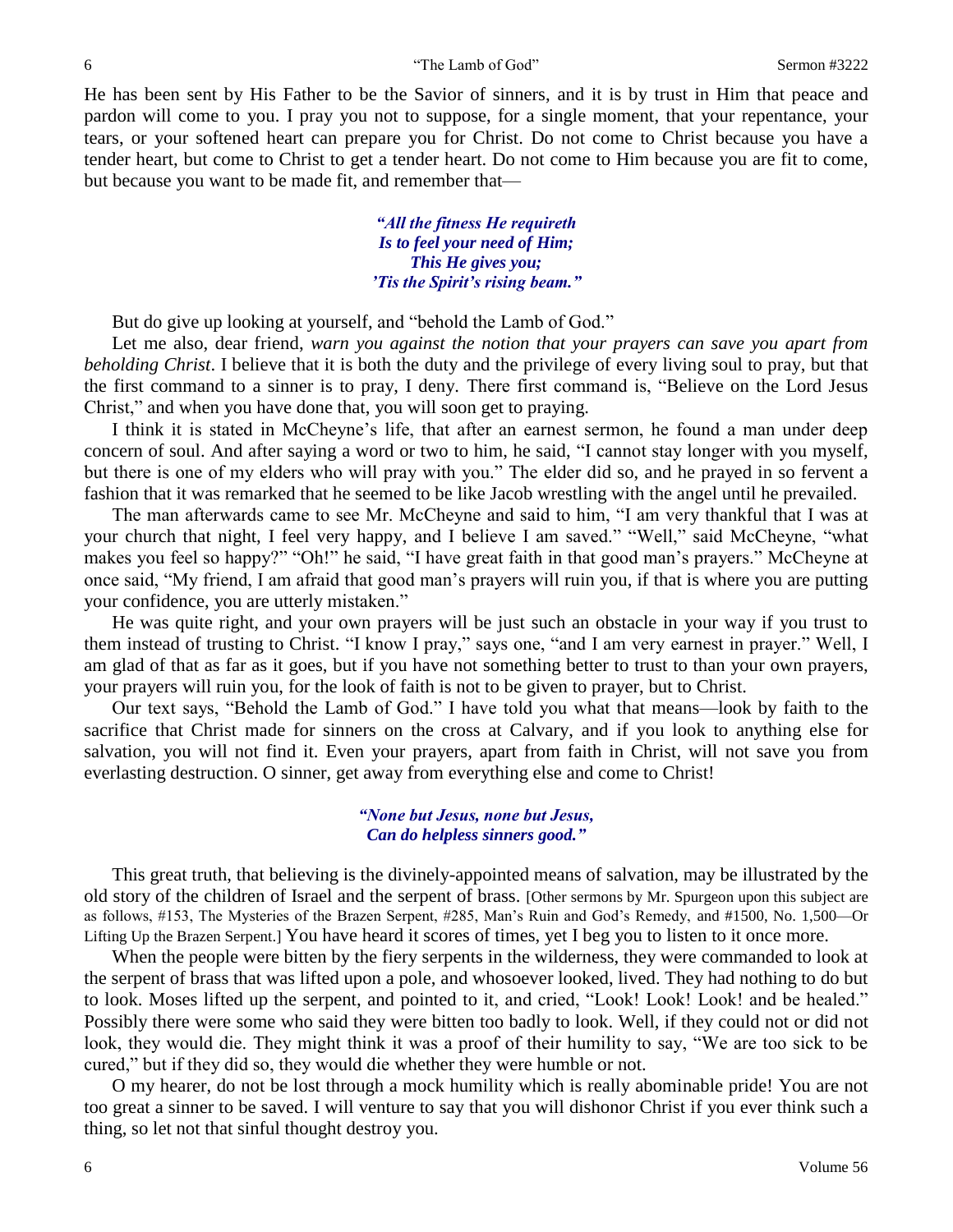He has been sent by His Father to be the Savior of sinners, and it is by trust in Him that peace and pardon will come to you. I pray you not to suppose, for a single moment, that your repentance, your tears, or your softened heart can prepare you for Christ. Do not come to Christ because you have a tender heart, but come to Christ to get a tender heart. Do not come to Him because you are fit to come, but because you want to be made fit, and remember that—

> ***"All the fitness He requireth***
> ***Is to feel your need of Him;***
> ***This He gives you;***
> ***'Tis the Spirit's rising beam."***

But do give up looking at yourself, and "behold the Lamb of God."

Let me also, dear friend, *warn you against the notion that your prayers can save you apart from beholding Christ*. I believe that it is both the duty and the privilege of every living soul to pray, but that the first command to a sinner is to pray, I deny. There first command is, "Believe on the Lord Jesus Christ," and when you have done that, you will soon get to praying.

I think it is stated in McCheyne's life, that after an earnest sermon, he found a man under deep concern of soul. And after saying a word or two to him, he said, "I cannot stay longer with you myself, but there is one of my elders who will pray with you." The elder did so, and he prayed in so fervent a fashion that it was remarked that he seemed to be like Jacob wrestling with the angel until he prevailed.

The man afterwards came to see Mr. McCheyne and said to him, "I am very thankful that I was at your church that night, I feel very happy, and I believe I am saved." "Well," said McCheyne, "what makes you feel so happy?" "Oh!" he said, "I have great faith in that good man's prayers." McCheyne at once said, "My friend, I am afraid that good man's prayers will ruin you, if that is where you are putting your confidence, you are utterly mistaken."

He was quite right, and your own prayers will be just such an obstacle in your way if you trust to them instead of trusting to Christ. "I know I pray," says one, "and I am very earnest in prayer." Well, I am glad of that as far as it goes, but if you have not something better to trust to than your own prayers, your prayers will ruin you, for the look of faith is not to be given to prayer, but to Christ.

Our text says, "Behold the Lamb of God." I have told you what that means—look by faith to the sacrifice that Christ made for sinners on the cross at Calvary, and if you look to anything else for salvation, you will not find it. Even your prayers, apart from faith in Christ, will not save you from everlasting destruction. O sinner, get away from everything else and come to Christ!

> ***"None but Jesus, none but Jesus,***
> ***Can do helpless sinners good."***

This great truth, that believing is the divinely-appointed means of salvation, may be illustrated by the old story of the children of Israel and the serpent of brass. [Other sermons by Mr. Spurgeon upon this subject are as follows, #153, The Mysteries of the Brazen Serpent, #285, Man's Ruin and God's Remedy, and #1500, No. 1,500—Or Lifting Up the Brazen Serpent.] You have heard it scores of times, yet I beg you to listen to it once more.

When the people were bitten by the fiery serpents in the wilderness, they were commanded to look at the serpent of brass that was lifted upon a pole, and whosoever looked, lived. They had nothing to do but to look. Moses lifted up the serpent, and pointed to it, and cried, "Look! Look! Look! and be healed." Possibly there were some who said they were bitten too badly to look. Well, if they could not or did not look, they would die. They might think it was a proof of their humility to say, "We are too sick to be cured," but if they did so, they would die whether they were humble or not.

O my hearer, do not be lost through a mock humility which is really abominable pride! You are not too great a sinner to be saved. I will venture to say that you will dishonor Christ if you ever think such a thing, so let not that sinful thought destroy you.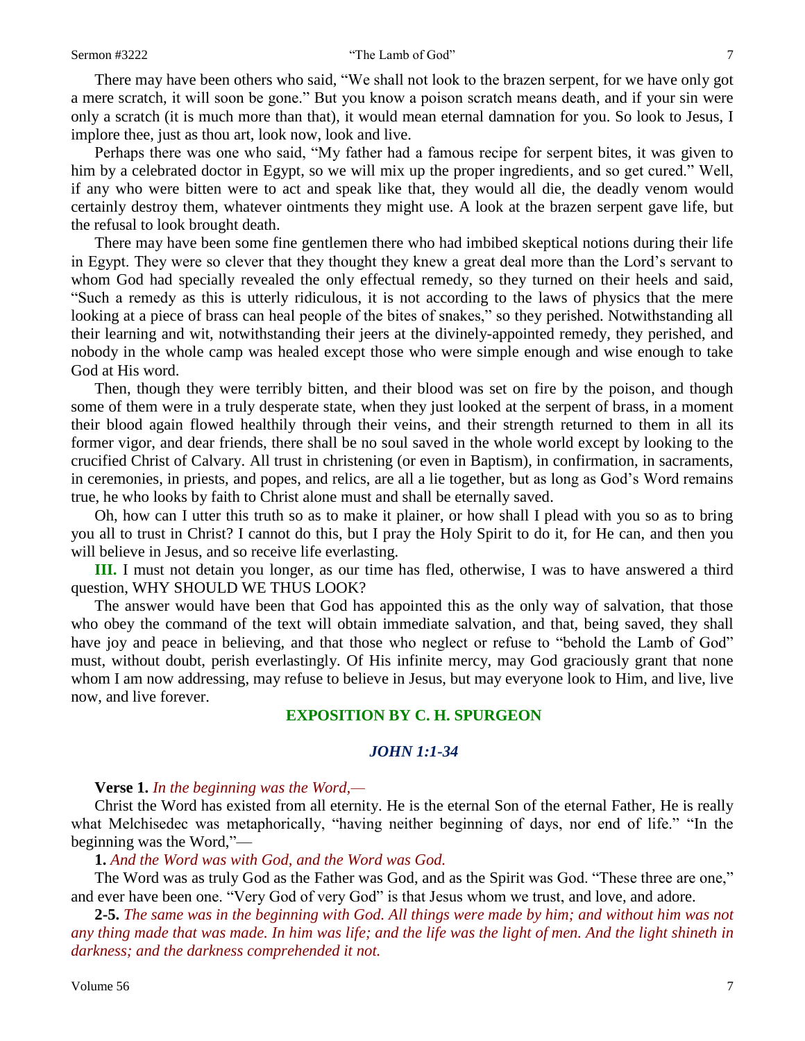There may have been others who said, "We shall not look to the brazen serpent, for we have only got a mere scratch, it will soon be gone." But you know a poison scratch means death, and if your sin were only a scratch (it is much more than that), it would mean eternal damnation for you. So look to Jesus, I implore thee, just as thou art, look now, look and live.

Perhaps there was one who said, "My father had a famous recipe for serpent bites, it was given to him by a celebrated doctor in Egypt, so we will mix up the proper ingredients, and so get cured." Well, if any who were bitten were to act and speak like that, they would all die, the deadly venom would certainly destroy them, whatever ointments they might use. A look at the brazen serpent gave life, but the refusal to look brought death.

There may have been some fine gentlemen there who had imbibed skeptical notions during their life in Egypt. They were so clever that they thought they knew a great deal more than the Lord's servant to whom God had specially revealed the only effectual remedy, so they turned on their heels and said, "Such a remedy as this is utterly ridiculous, it is not according to the laws of physics that the mere looking at a piece of brass can heal people of the bites of snakes," so they perished. Notwithstanding all their learning and wit, notwithstanding their jeers at the divinely-appointed remedy, they perished, and nobody in the whole camp was healed except those who were simple enough and wise enough to take God at His word.

Then, though they were terribly bitten, and their blood was set on fire by the poison, and though some of them were in a truly desperate state, when they just looked at the serpent of brass, in a moment their blood again flowed healthily through their veins, and their strength returned to them in all its former vigor, and dear friends, there shall be no soul saved in the whole world except by looking to the crucified Christ of Calvary. All trust in christening (or even in Baptism), in confirmation, in sacraments, in ceremonies, in priests, and popes, and relics, are all a lie together, but as long as God's Word remains true, he who looks by faith to Christ alone must and shall be eternally saved.

Oh, how can I utter this truth so as to make it plainer, or how shall I plead with you so as to bring you all to trust in Christ? I cannot do this, but I pray the Holy Spirit to do it, for He can, and then you will believe in Jesus, and so receive life everlasting.

**III.** I must not detain you longer, as our time has fled, otherwise, I was to have answered a third question, WHY SHOULD WE THUS LOOK?

The answer would have been that God has appointed this as the only way of salvation, that those who obey the command of the text will obtain immediate salvation, and that, being saved, they shall have joy and peace in believing, and that those who neglect or refuse to "behold the Lamb of God" must, without doubt, perish everlastingly. Of His infinite mercy, may God graciously grant that none whom I am now addressing, may refuse to believe in Jesus, but may everyone look to Him, and live, live now, and live forever.

## EXPOSITION BY C. H. SPURGEON

### *JOHN 1:1-34*

**Verse 1.** *In the beginning was the Word,—*

Christ the Word has existed from all eternity. He is the eternal Son of the eternal Father, He is really what Melchisedec was metaphorically, "having neither beginning of days, nor end of life." "In the beginning was the Word,"—

**1.** *And the Word was with God, and the Word was God.*

The Word was as truly God as the Father was God, and as the Spirit was God. "These three are one," and ever have been one. "Very God of very God" is that Jesus whom we trust, and love, and adore.

**2-5.** *The same was in the beginning with God. All things were made by him; and without him was not any thing made that was made. In him was life; and the life was the light of men. And the light shineth in darkness; and the darkness comprehended it not.*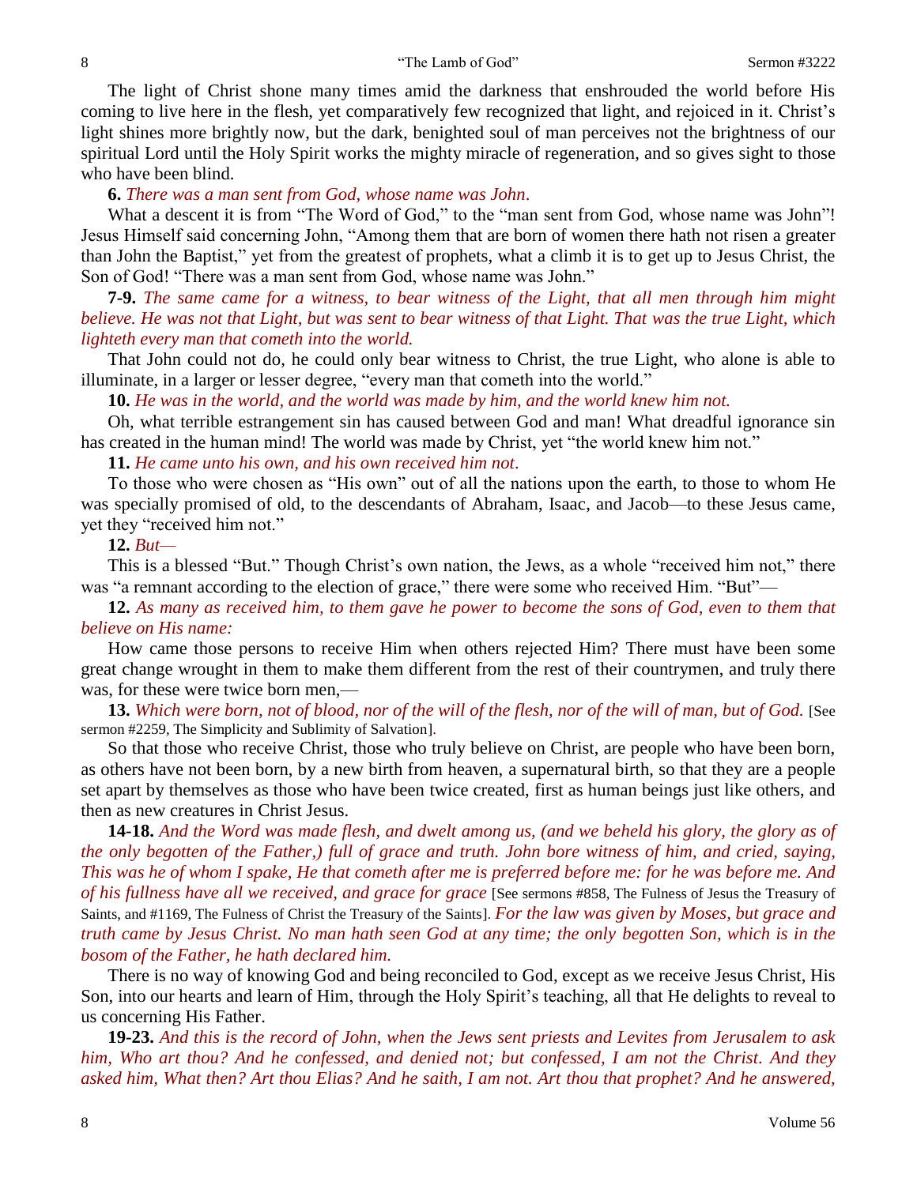The light of Christ shone many times amid the darkness that enshrouded the world before His coming to live here in the flesh, yet comparatively few recognized that light, and rejoiced in it. Christ's light shines more brightly now, but the dark, benighted soul of man perceives not the brightness of our spiritual Lord until the Holy Spirit works the mighty miracle of regeneration, and so gives sight to those who have been blind.

**6.** *There was a man sent from God, whose name was John.*

What a descent it is from "The Word of God," to the "man sent from God, whose name was John"! Jesus Himself said concerning John, "Among them that are born of women there hath not risen a greater than John the Baptist," yet from the greatest of prophets, what a climb it is to get up to Jesus Christ, the Son of God! "There was a man sent from God, whose name was John."

**7-9.** *The same came for a witness, to bear witness of the Light, that all men through him might believe. He was not that Light, but was sent to bear witness of that Light. That was the true Light, which lighteth every man that cometh into the world.*

That John could not do, he could only bear witness to Christ, the true Light, who alone is able to illuminate, in a larger or lesser degree, "every man that cometh into the world."

**10.** *He was in the world, and the world was made by him, and the world knew him not.*

Oh, what terrible estrangement sin has caused between God and man! What dreadful ignorance sin has created in the human mind! The world was made by Christ, yet "the world knew him not."

**11.** *He came unto his own, and his own received him not.*

To those who were chosen as "His own" out of all the nations upon the earth, to those to whom He was specially promised of old, to the descendants of Abraham, Isaac, and Jacob—to these Jesus came, yet they "received him not."

**12.** *But—*

This is a blessed "But." Though Christ's own nation, the Jews, as a whole "received him not," there was "a remnant according to the election of grace," there were some who received Him. "But"—

**12.** *As many as received him, to them gave he power to become the sons of God, even to them that believe on His name:*

How came those persons to receive Him when others rejected Him? There must have been some great change wrought in them to make them different from the rest of their countrymen, and truly there was, for these were twice born men,—

**13.** *Which were born, not of blood, nor of the will of the flesh, nor of the will of man, but of God.* [See sermon #2259, The Simplicity and Sublimity of Salvation].

So that those who receive Christ, those who truly believe on Christ, are people who have been born, as others have not been born, by a new birth from heaven, a supernatural birth, so that they are a people set apart by themselves as those who have been twice created, first as human beings just like others, and then as new creatures in Christ Jesus.

**14-18.** *And the Word was made flesh, and dwelt among us, (and we beheld his glory, the glory as of the only begotten of the Father,) full of grace and truth. John bore witness of him, and cried, saying, This was he of whom I spake, He that cometh after me is preferred before me: for he was before me. And of his fullness have all we received, and grace for grace* [See sermons #858, The Fulness of Jesus the Treasury of Saints, and #1169, The Fulness of Christ the Treasury of the Saints]. *For the law was given by Moses, but grace and truth came by Jesus Christ. No man hath seen God at any time; the only begotten Son, which is in the bosom of the Father, he hath declared him.*

There is no way of knowing God and being reconciled to God, except as we receive Jesus Christ, His Son, into our hearts and learn of Him, through the Holy Spirit's teaching, all that He delights to reveal to us concerning His Father.

**19-23.** *And this is the record of John, when the Jews sent priests and Levites from Jerusalem to ask him, Who art thou? And he confessed, and denied not; but confessed, I am not the Christ. And they asked him, What then? Art thou Elias? And he saith, I am not. Art thou that prophet? And he answered,*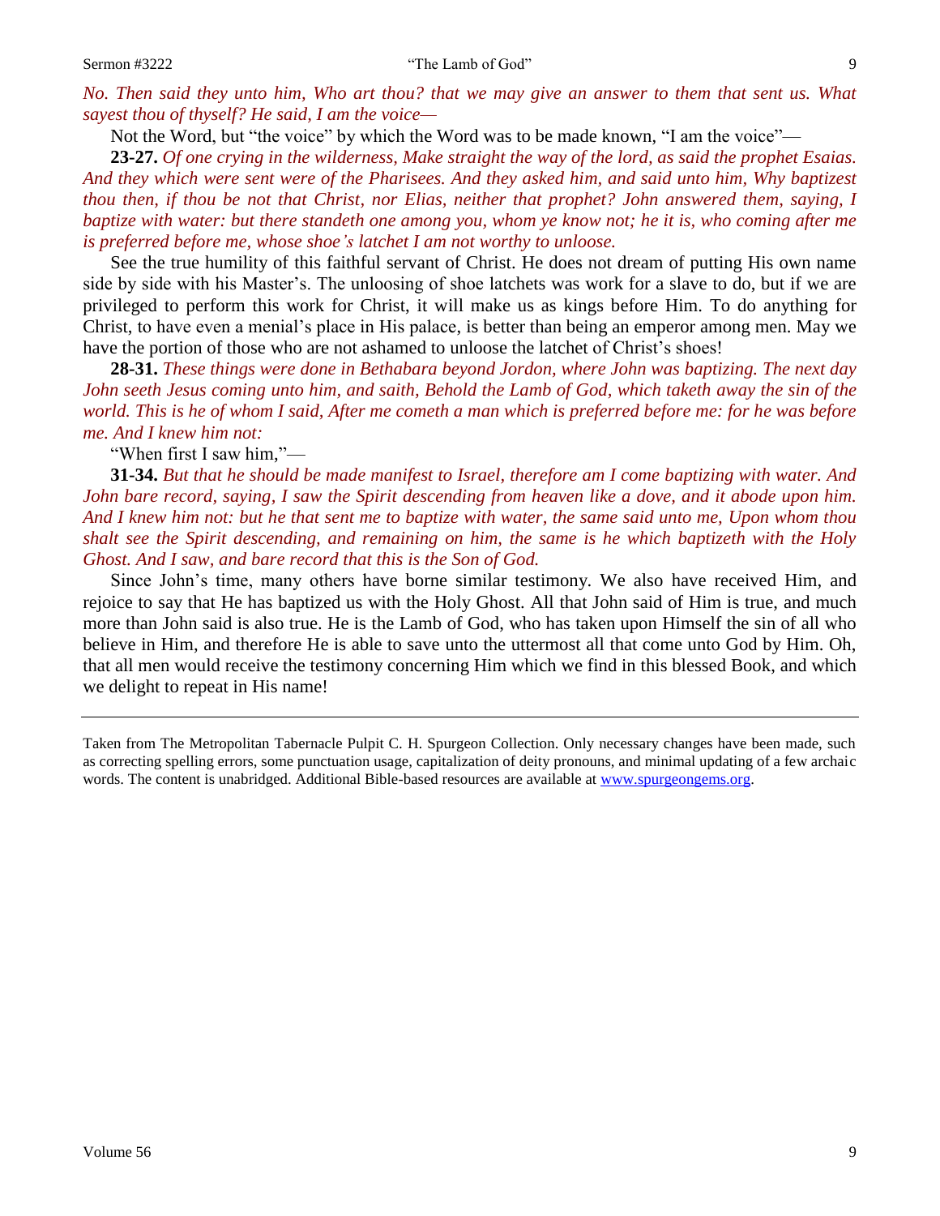*No. Then said they unto him, Who art thou? that we may give an answer to them that sent us. What sayest thou of thyself? He said, I am the voice—*

Not the Word, but "the voice" by which the Word was to be made known, "I am the voice"—

**23-27.** *Of one crying in the wilderness, Make straight the way of the lord, as said the prophet Esaias. And they which were sent were of the Pharisees. And they asked him, and said unto him, Why baptizest thou then, if thou be not that Christ, nor Elias, neither that prophet? John answered them, saying, I baptize with water: but there standeth one among you, whom ye know not; he it is, who coming after me is preferred before me, whose shoe's latchet I am not worthy to unloose.*

See the true humility of this faithful servant of Christ. He does not dream of putting His own name side by side with his Master's. The unloosing of shoe latchets was work for a slave to do, but if we are privileged to perform this work for Christ, it will make us as kings before Him. To do anything for Christ, to have even a menial's place in His palace, is better than being an emperor among men. May we have the portion of those who are not ashamed to unloose the latchet of Christ's shoes!

**28-31.** *These things were done in Bethabara beyond Jordon, where John was baptizing. The next day John seeth Jesus coming unto him, and saith, Behold the Lamb of God, which taketh away the sin of the world. This is he of whom I said, After me cometh a man which is preferred before me: for he was before me. And I knew him not:*

"When first I saw him,"—

**31-34.** *But that he should be made manifest to Israel, therefore am I come baptizing with water. And John bare record, saying, I saw the Spirit descending from heaven like a dove, and it abode upon him. And I knew him not: but he that sent me to baptize with water, the same said unto me, Upon whom thou shalt see the Spirit descending, and remaining on him, the same is he which baptizeth with the Holy Ghost. And I saw, and bare record that this is the Son of God.*

Since John's time, many others have borne similar testimony. We also have received Him, and rejoice to say that He has baptized us with the Holy Ghost. All that John said of Him is true, and much more than John said is also true. He is the Lamb of God, who has taken upon Himself the sin of all who believe in Him, and therefore He is able to save unto the uttermost all that come unto God by Him. Oh, that all men would receive the testimony concerning Him which we find in this blessed Book, and which we delight to repeat in His name!

---

Taken from The Metropolitan Tabernacle Pulpit C. H. Spurgeon Collection. Only necessary changes have been made, such as correcting spelling errors, some punctuation usage, capitalization of deity pronouns, and minimal updating of a few archaic words. The content is unabridged. Additional Bible-based resources are available at www.spurgeongems.org.